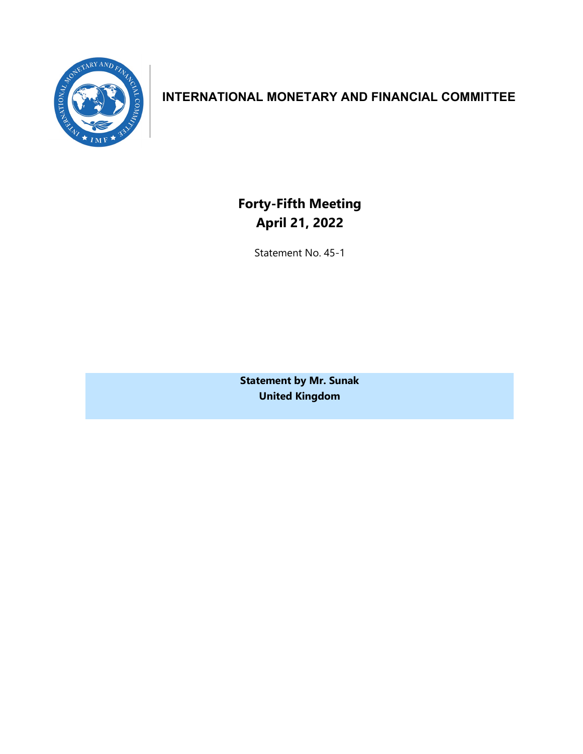# INTERNATIONAL MONETARY AND FINANCIAL COMMITTEE

## Forty-Fifth Meeting
## April 21, 2022

Statement No. 45-1

**Statement by Mr. Sunak**
**United Kingdom**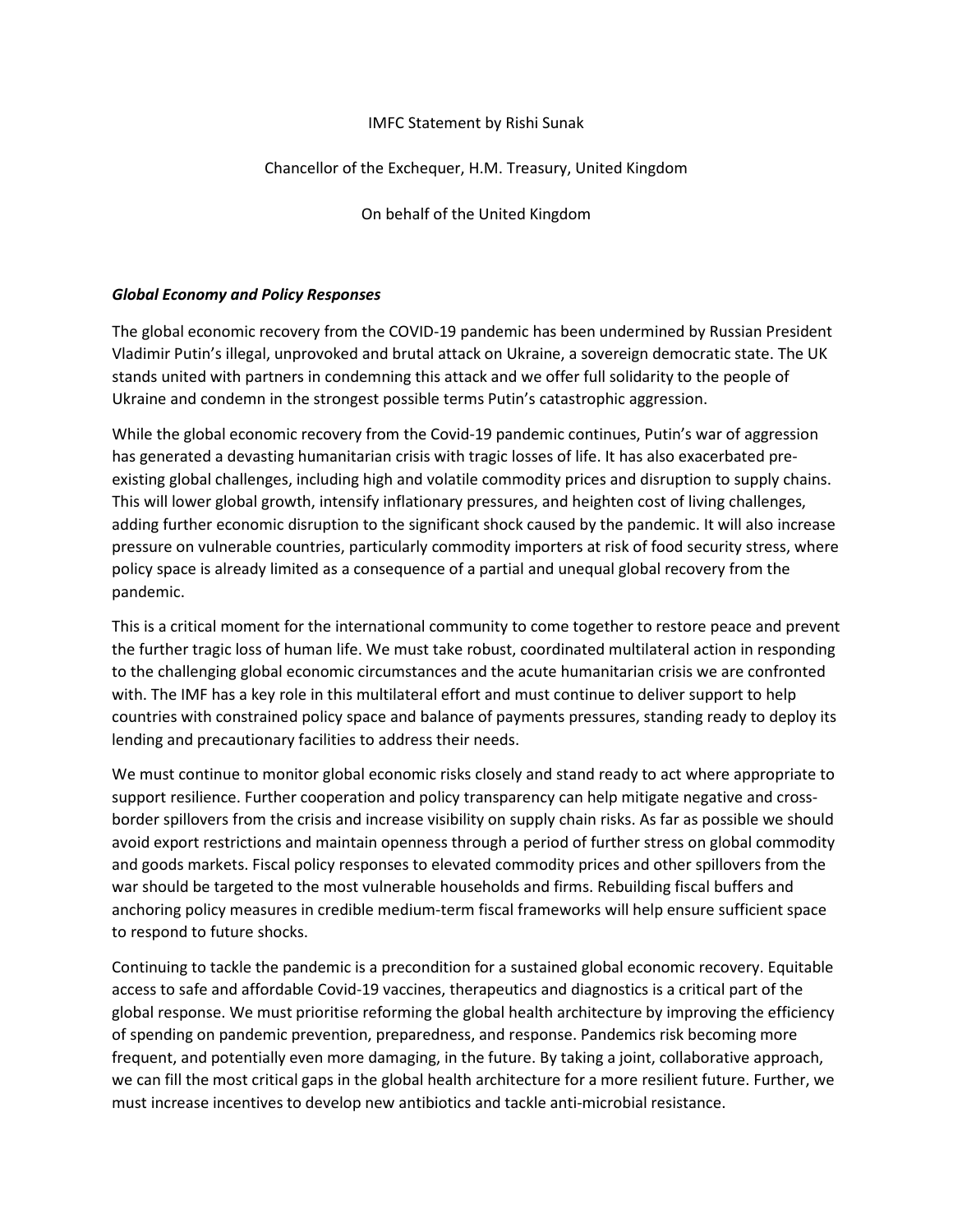IMFC Statement by Rishi Sunak

Chancellor of the Exchequer, H.M. Treasury, United Kingdom

On behalf of the United Kingdom

### *Global Economy and Policy Responses*

The global economic recovery from the COVID-19 pandemic has been undermined by Russian President Vladimir Putin's illegal, unprovoked and brutal attack on Ukraine, a sovereign democratic state. The UK stands united with partners in condemning this attack and we offer full solidarity to the people of Ukraine and condemn in the strongest possible terms Putin's catastrophic aggression.

While the global economic recovery from the Covid-19 pandemic continues, Putin's war of aggression has generated a devasting humanitarian crisis with tragic losses of life. It has also exacerbated pre-existing global challenges, including high and volatile commodity prices and disruption to supply chains. This will lower global growth, intensify inflationary pressures, and heighten cost of living challenges, adding further economic disruption to the significant shock caused by the pandemic. It will also increase pressure on vulnerable countries, particularly commodity importers at risk of food security stress, where policy space is already limited as a consequence of a partial and unequal global recovery from the pandemic.

This is a critical moment for the international community to come together to restore peace and prevent the further tragic loss of human life. We must take robust, coordinated multilateral action in responding to the challenging global economic circumstances and the acute humanitarian crisis we are confronted with. The IMF has a key role in this multilateral effort and must continue to deliver support to help countries with constrained policy space and balance of payments pressures, standing ready to deploy its lending and precautionary facilities to address their needs.

We must continue to monitor global economic risks closely and stand ready to act where appropriate to support resilience. Further cooperation and policy transparency can help mitigate negative and cross-border spillovers from the crisis and increase visibility on supply chain risks. As far as possible we should avoid export restrictions and maintain openness through a period of further stress on global commodity and goods markets. Fiscal policy responses to elevated commodity prices and other spillovers from the war should be targeted to the most vulnerable households and firms. Rebuilding fiscal buffers and anchoring policy measures in credible medium-term fiscal frameworks will help ensure sufficient space to respond to future shocks.

Continuing to tackle the pandemic is a precondition for a sustained global economic recovery. Equitable access to safe and affordable Covid-19 vaccines, therapeutics and diagnostics is a critical part of the global response. We must prioritise reforming the global health architecture by improving the efficiency of spending on pandemic prevention, preparedness, and response. Pandemics risk becoming more frequent, and potentially even more damaging, in the future. By taking a joint, collaborative approach, we can fill the most critical gaps in the global health architecture for a more resilient future. Further, we must increase incentives to develop new antibiotics and tackle anti-microbial resistance.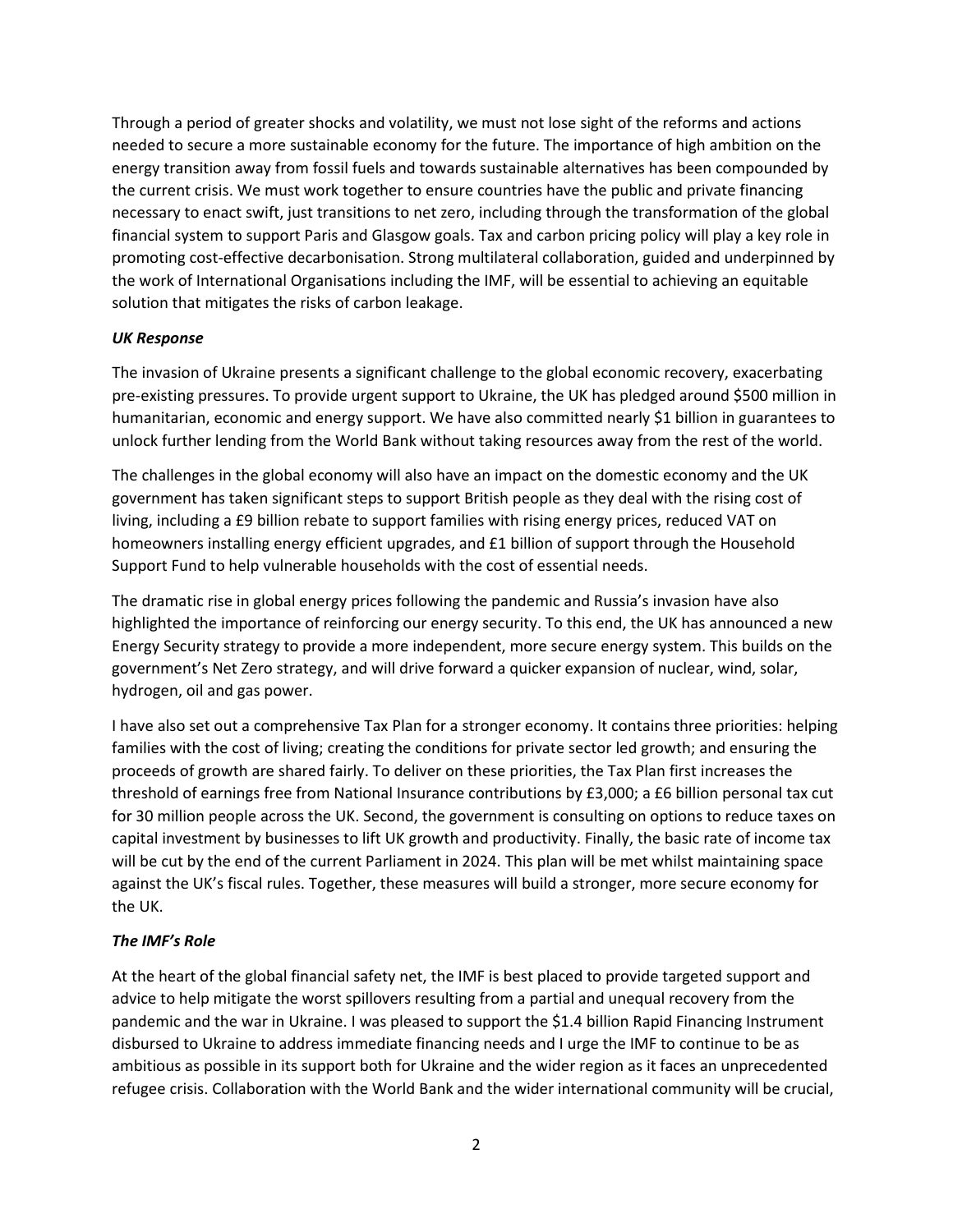Through a period of greater shocks and volatility, we must not lose sight of the reforms and actions needed to secure a more sustainable economy for the future. The importance of high ambition on the energy transition away from fossil fuels and towards sustainable alternatives has been compounded by the current crisis. We must work together to ensure countries have the public and private financing necessary to enact swift, just transitions to net zero, including through the transformation of the global financial system to support Paris and Glasgow goals. Tax and carbon pricing policy will play a key role in promoting cost-effective decarbonisation. Strong multilateral collaboration, guided and underpinned by the work of International Organisations including the IMF, will be essential to achieving an equitable solution that mitigates the risks of carbon leakage.

### *UK Response*

The invasion of Ukraine presents a significant challenge to the global economic recovery, exacerbating pre-existing pressures. To provide urgent support to Ukraine, the UK has pledged around $500 million in humanitarian, economic and energy support. We have also committed nearly $1 billion in guarantees to unlock further lending from the World Bank without taking resources away from the rest of the world.

The challenges in the global economy will also have an impact on the domestic economy and the UK government has taken significant steps to support British people as they deal with the rising cost of living, including a £9 billion rebate to support families with rising energy prices, reduced VAT on homeowners installing energy efficient upgrades, and £1 billion of support through the Household Support Fund to help vulnerable households with the cost of essential needs.

The dramatic rise in global energy prices following the pandemic and Russia's invasion have also highlighted the importance of reinforcing our energy security. To this end, the UK has announced a new Energy Security strategy to provide a more independent, more secure energy system. This builds on the government's Net Zero strategy, and will drive forward a quicker expansion of nuclear, wind, solar, hydrogen, oil and gas power.

I have also set out a comprehensive Tax Plan for a stronger economy. It contains three priorities: helping families with the cost of living; creating the conditions for private sector led growth; and ensuring the proceeds of growth are shared fairly. To deliver on these priorities, the Tax Plan first increases the threshold of earnings free from National Insurance contributions by £3,000; a £6 billion personal tax cut for 30 million people across the UK. Second, the government is consulting on options to reduce taxes on capital investment by businesses to lift UK growth and productivity. Finally, the basic rate of income tax will be cut by the end of the current Parliament in 2024. This plan will be met whilst maintaining space against the UK's fiscal rules. Together, these measures will build a stronger, more secure economy for the UK.

### *The IMF's Role*

At the heart of the global financial safety net, the IMF is best placed to provide targeted support and advice to help mitigate the worst spillovers resulting from a partial and unequal recovery from the pandemic and the war in Ukraine. I was pleased to support the $1.4 billion Rapid Financing Instrument disbursed to Ukraine to address immediate financing needs and I urge the IMF to continue to be as ambitious as possible in its support both for Ukraine and the wider region as it faces an unprecedented refugee crisis. Collaboration with the World Bank and the wider international community will be crucial,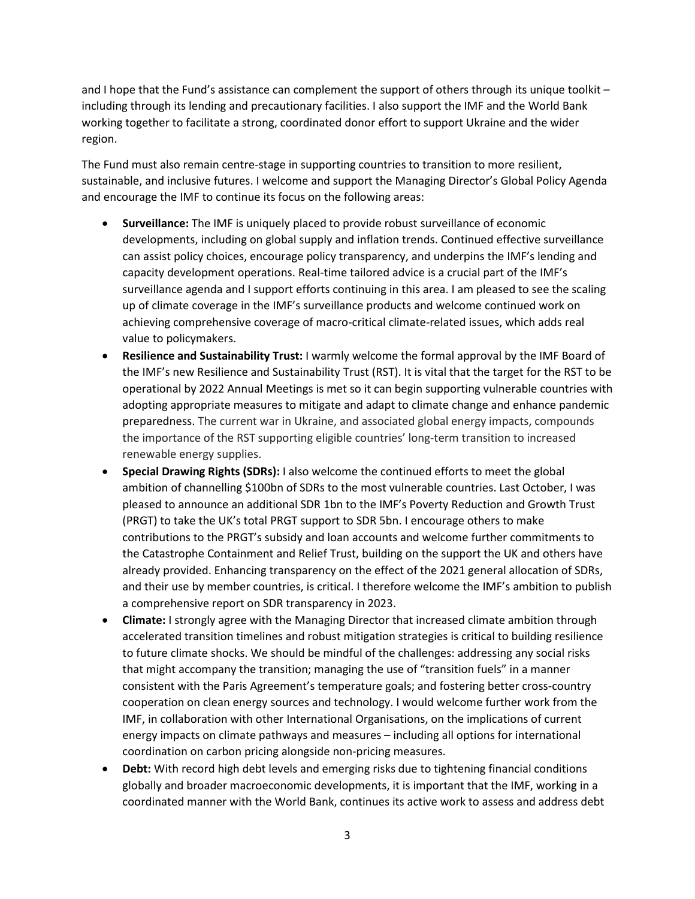and I hope that the Fund's assistance can complement the support of others through its unique toolkit – including through its lending and precautionary facilities. I also support the IMF and the World Bank working together to facilitate a strong, coordinated donor effort to support Ukraine and the wider region.

The Fund must also remain centre-stage in supporting countries to transition to more resilient, sustainable, and inclusive futures. I welcome and support the Managing Director's Global Policy Agenda and encourage the IMF to continue its focus on the following areas:

- **Surveillance:** The IMF is uniquely placed to provide robust surveillance of economic developments, including on global supply and inflation trends. Continued effective surveillance can assist policy choices, encourage policy transparency, and underpins the IMF's lending and capacity development operations. Real-time tailored advice is a crucial part of the IMF's surveillance agenda and I support efforts continuing in this area. I am pleased to see the scaling up of climate coverage in the IMF's surveillance products and welcome continued work on achieving comprehensive coverage of macro-critical climate-related issues, which adds real value to policymakers.
- **Resilience and Sustainability Trust:** I warmly welcome the formal approval by the IMF Board of the IMF's new Resilience and Sustainability Trust (RST). It is vital that the target for the RST to be operational by 2022 Annual Meetings is met so it can begin supporting vulnerable countries with adopting appropriate measures to mitigate and adapt to climate change and enhance pandemic preparedness. The current war in Ukraine, and associated global energy impacts, compounds the importance of the RST supporting eligible countries' long-term transition to increased renewable energy supplies.
- **Special Drawing Rights (SDRs):** I also welcome the continued efforts to meet the global ambition of channelling $100bn of SDRs to the most vulnerable countries. Last October, I was pleased to announce an additional SDR 1bn to the IMF's Poverty Reduction and Growth Trust (PRGT) to take the UK's total PRGT support to SDR 5bn. I encourage others to make contributions to the PRGT's subsidy and loan accounts and welcome further commitments to the Catastrophe Containment and Relief Trust, building on the support the UK and others have already provided. Enhancing transparency on the effect of the 2021 general allocation of SDRs, and their use by member countries, is critical. I therefore welcome the IMF's ambition to publish a comprehensive report on SDR transparency in 2023.
- **Climate:** I strongly agree with the Managing Director that increased climate ambition through accelerated transition timelines and robust mitigation strategies is critical to building resilience to future climate shocks. We should be mindful of the challenges: addressing any social risks that might accompany the transition; managing the use of "transition fuels" in a manner consistent with the Paris Agreement's temperature goals; and fostering better cross-country cooperation on clean energy sources and technology. I would welcome further work from the IMF, in collaboration with other International Organisations, on the implications of current energy impacts on climate pathways and measures – including all options for international coordination on carbon pricing alongside non-pricing measures.
- **Debt:** With record high debt levels and emerging risks due to tightening financial conditions globally and broader macroeconomic developments, it is important that the IMF, working in a coordinated manner with the World Bank, continues its active work to assess and address debt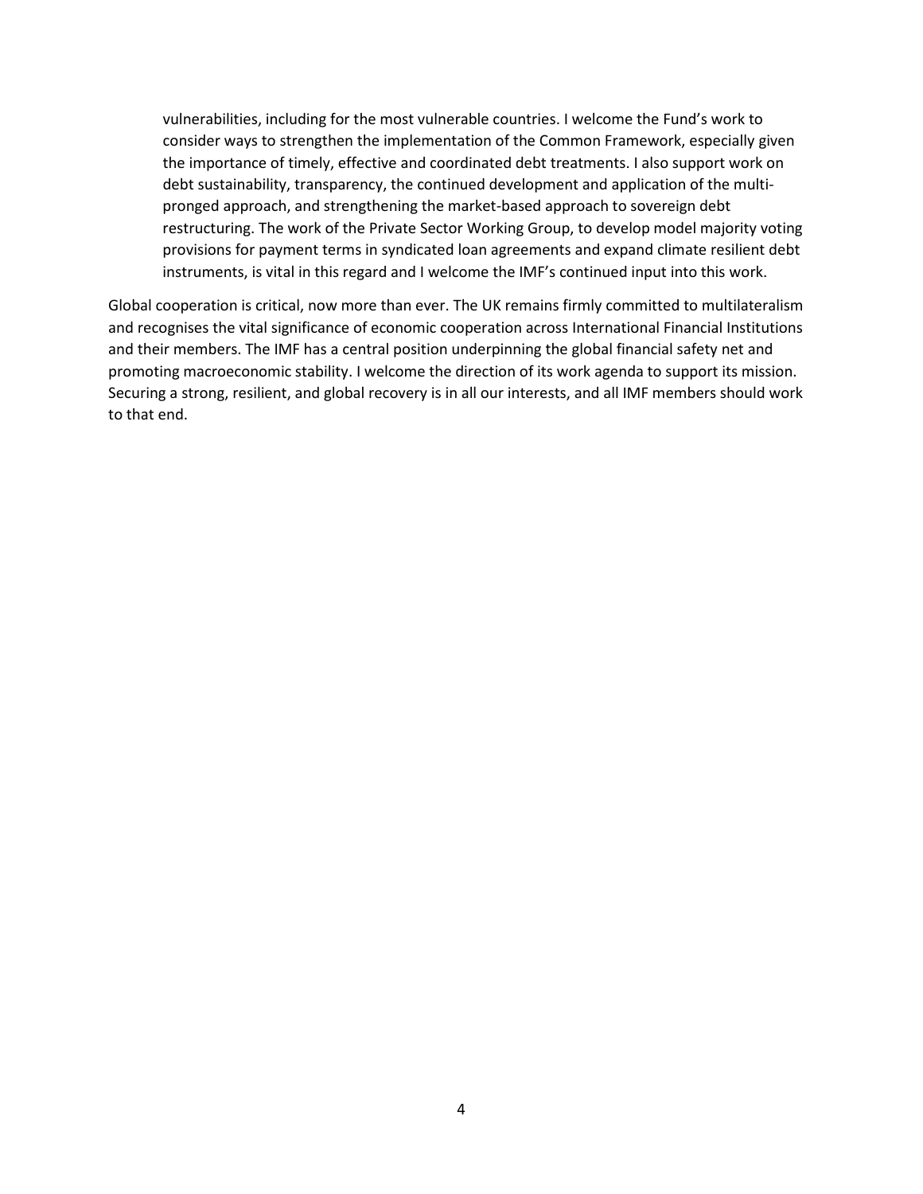vulnerabilities, including for the most vulnerable countries. I welcome the Fund's work to consider ways to strengthen the implementation of the Common Framework, especially given the importance of timely, effective and coordinated debt treatments. I also support work on debt sustainability, transparency, the continued development and application of the multi-pronged approach, and strengthening the market-based approach to sovereign debt restructuring. The work of the Private Sector Working Group, to develop model majority voting provisions for payment terms in syndicated loan agreements and expand climate resilient debt instruments, is vital in this regard and I welcome the IMF's continued input into this work.

Global cooperation is critical, now more than ever. The UK remains firmly committed to multilateralism and recognises the vital significance of economic cooperation across International Financial Institutions and their members. The IMF has a central position underpinning the global financial safety net and promoting macroeconomic stability. I welcome the direction of its work agenda to support its mission. Securing a strong, resilient, and global recovery is in all our interests, and all IMF members should work to that end.